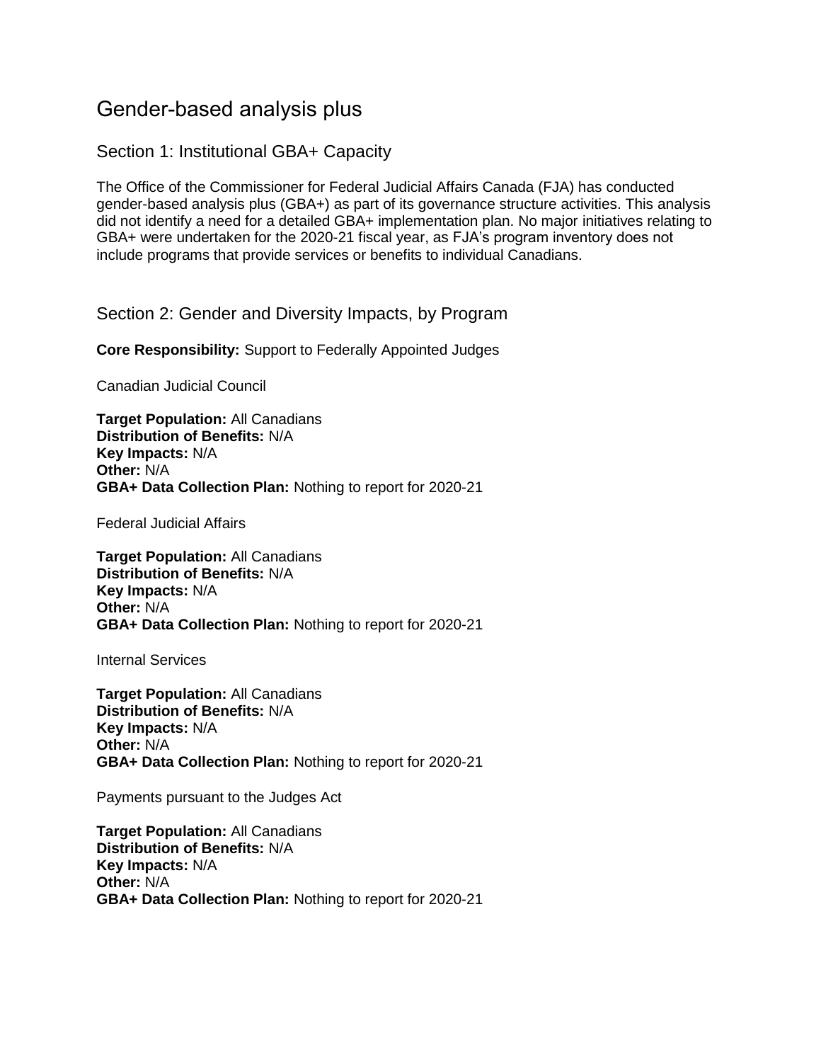# Gender-based analysis plus

## Section 1: Institutional GBA+ Capacity

The Office of the Commissioner for Federal Judicial Affairs Canada (FJA) has conducted gender-based analysis plus (GBA+) as part of its governance structure activities. This analysis did not identify a need for a detailed GBA+ implementation plan. No major initiatives relating to GBA+ were undertaken for the 2020-21 fiscal year, as FJA's program inventory does not include programs that provide services or benefits to individual Canadians.

## Section 2: Gender and Diversity Impacts, by Program

**Core Responsibility:** Support to Federally Appointed Judges

Canadian Judicial Council

**Target Population:** All Canadians
**Distribution of Benefits:** N/A
**Key Impacts:** N/A
**Other:** N/A
**GBA+ Data Collection Plan:** Nothing to report for 2020-21

Federal Judicial Affairs

**Target Population:** All Canadians
**Distribution of Benefits:** N/A
**Key Impacts:** N/A
**Other:** N/A
**GBA+ Data Collection Plan:** Nothing to report for 2020-21

Internal Services

**Target Population:** All Canadians
**Distribution of Benefits:** N/A
**Key Impacts:** N/A
**Other:** N/A
**GBA+ Data Collection Plan:** Nothing to report for 2020-21

Payments pursuant to the Judges Act

**Target Population:** All Canadians
**Distribution of Benefits:** N/A
**Key Impacts:** N/A
**Other:** N/A
**GBA+ Data Collection Plan:** Nothing to report for 2020-21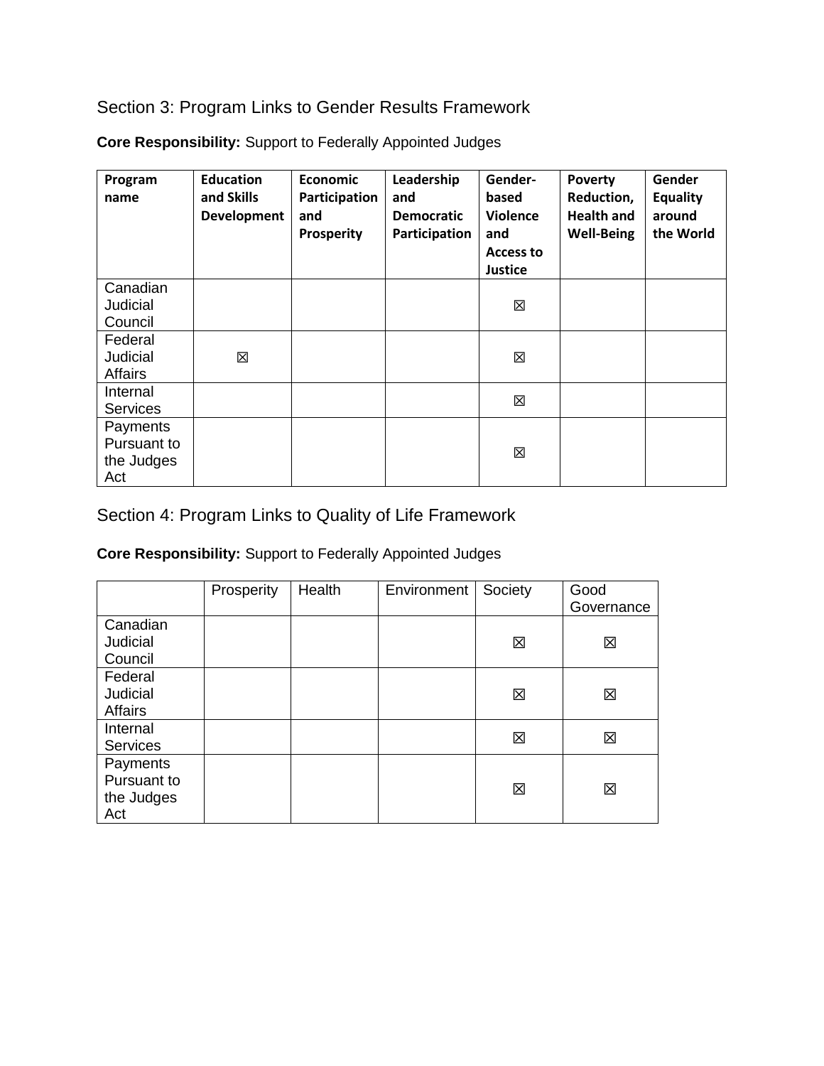## Section 3: Program Links to Gender Results Framework

**Core Responsibility:** Support to Federally Appointed Judges

| Program name | Education and Skills Development | Economic Participation and Prosperity | Leadership and Democratic Participation | Gender-based Violence and Access to Justice | Poverty Reduction, Health and Well-Being | Gender Equality around the World |
|---|---|---|---|---|---|---|
| Canadian Judicial Council | | | | ☒ | | |
| Federal Judicial Affairs | ☒ | | | ☒ | | |
| Internal Services | | | | ☒ | | |
| Payments Pursuant to the Judges Act | | | | ☒ | | |

## Section 4: Program Links to Quality of Life Framework

**Core Responsibility:** Support to Federally Appointed Judges

| | Prosperity | Health | Environment | Society | Good Governance |
|---|---|---|---|---|---|
| Canadian Judicial Council | | | | ☒ | ☒ |
| Federal Judicial Affairs | | | | ☒ | ☒ |
| Internal Services | | | | ☒ | ☒ |
| Payments Pursuant to the Judges Act | | | | ☒ | ☒ |